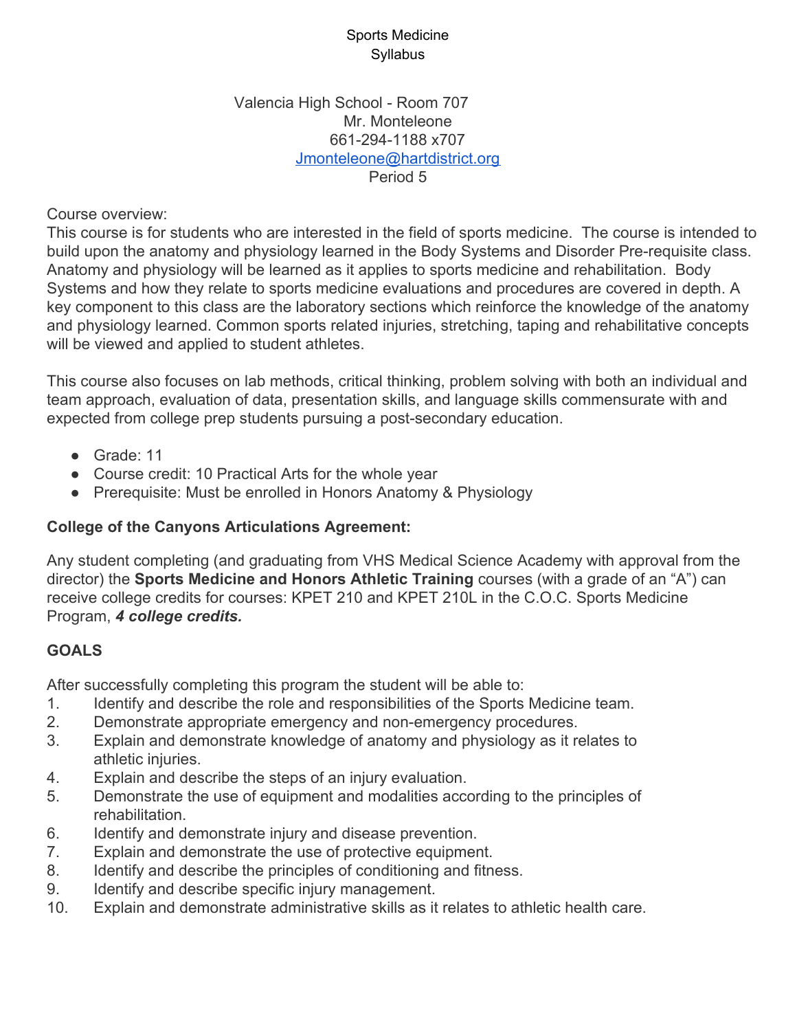# Sports Medicine
# Syllabus

Valencia High School - Room 707
Mr. Monteleone
661-294-1188 x707
Jmonteleone@hartdistrict.org
Period 5

Course overview:
This course is for students who are interested in the field of sports medicine. The course is intended to build upon the anatomy and physiology learned in the Body Systems and Disorder Pre-requisite class. Anatomy and physiology will be learned as it applies to sports medicine and rehabilitation. Body Systems and how they relate to sports medicine evaluations and procedures are covered in depth. A key component to this class are the laboratory sections which reinforce the knowledge of the anatomy and physiology learned. Common sports related injuries, stretching, taping and rehabilitative concepts will be viewed and applied to student athletes.

This course also focuses on lab methods, critical thinking, problem solving with both an individual and team approach, evaluation of data, presentation skills, and language skills commensurate with and expected from college prep students pursuing a post-secondary education.

- Grade: 11
- Course credit: 10 Practical Arts for the whole year
- Prerequisite: Must be enrolled in Honors Anatomy & Physiology

**College of the Canyons Articulations Agreement:**

Any student completing (and graduating from VHS Medical Science Academy with approval from the director) the **Sports Medicine and Honors Athletic Training** courses (with a grade of an "A") can receive college credits for courses: KPET 210 and KPET 210L in the C.O.C. Sports Medicine Program, ***4 college credits.***

## GOALS

After successfully completing this program the student will be able to:

1. Identify and describe the role and responsibilities of the Sports Medicine team.
2. Demonstrate appropriate emergency and non-emergency procedures.
3. Explain and demonstrate knowledge of anatomy and physiology as it relates to athletic injuries.
4. Explain and describe the steps of an injury evaluation.
5. Demonstrate the use of equipment and modalities according to the principles of rehabilitation.
6. Identify and demonstrate injury and disease prevention.
7. Explain and demonstrate the use of protective equipment.
8. Identify and describe the principles of conditioning and fitness.
9. Identify and describe specific injury management.
10. Explain and demonstrate administrative skills as it relates to athletic health care.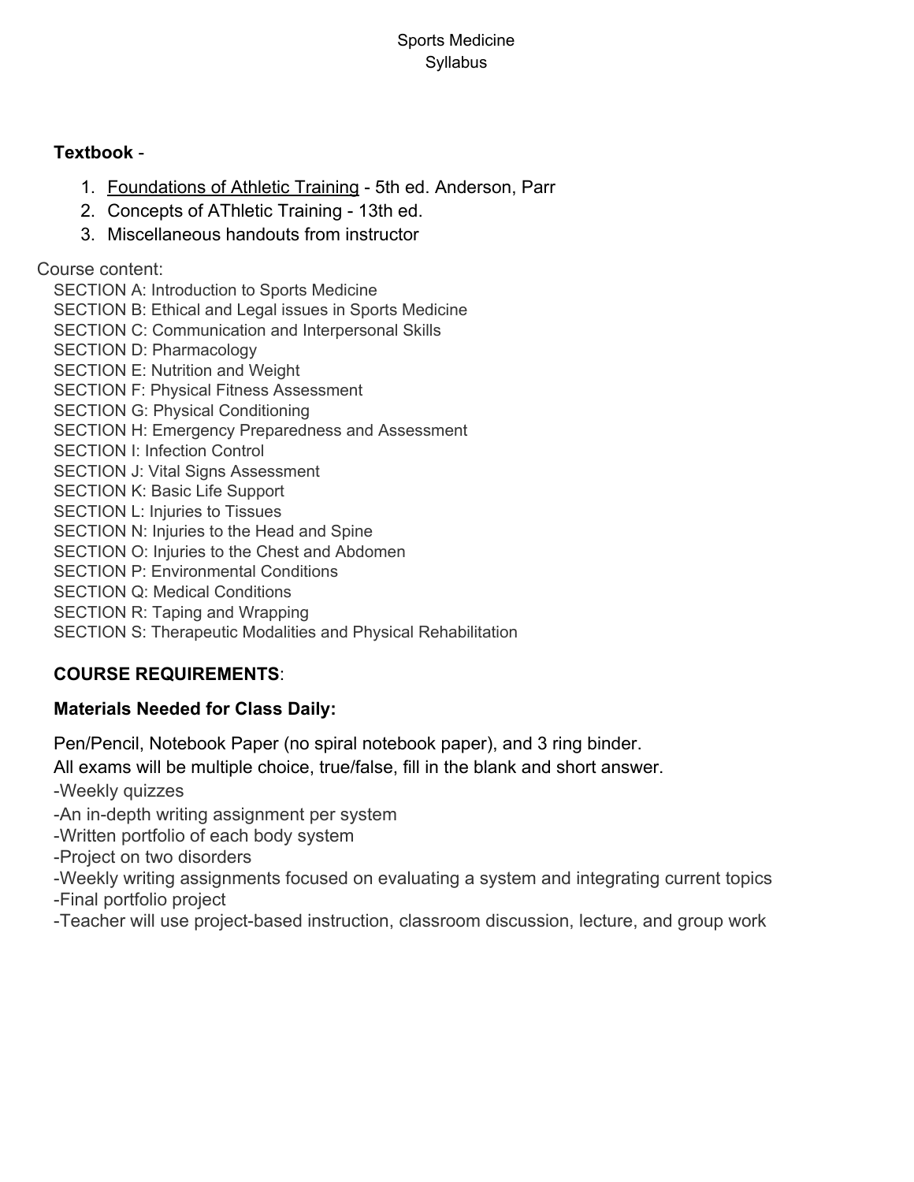Sports Medicine
Syllabus

**Textbook** -

1. Foundations of Athletic Training - 5th ed. Anderson, Parr
2. Concepts of AThletic Training - 13th ed.
3. Miscellaneous handouts from instructor

Course content:

SECTION A: Introduction to Sports Medicine
SECTION B: Ethical and Legal issues in Sports Medicine
SECTION C: Communication and Interpersonal Skills
SECTION D: Pharmacology
SECTION E: Nutrition and Weight
SECTION F: Physical Fitness Assessment
SECTION G: Physical Conditioning
SECTION H: Emergency Preparedness and Assessment
SECTION I: Infection Control
SECTION J: Vital Signs Assessment
SECTION K: Basic Life Support
SECTION L: Injuries to Tissues
SECTION N: Injuries to the Head and Spine
SECTION O: Injuries to the Chest and Abdomen
SECTION P: Environmental Conditions
SECTION Q: Medical Conditions
SECTION R: Taping and Wrapping
SECTION S: Therapeutic Modalities and Physical Rehabilitation

**COURSE REQUIREMENTS**:

**Materials Needed for Class Daily:**

Pen/Pencil, Notebook Paper (no spiral notebook paper), and 3 ring binder.
All exams will be multiple choice, true/false, fill in the blank and short answer.

-Weekly quizzes
-An in-depth writing assignment per system
-Written portfolio of each body system
-Project on two disorders
-Weekly writing assignments focused on evaluating a system and integrating current topics
-Final portfolio project
-Teacher will use project-based instruction, classroom discussion, lecture, and group work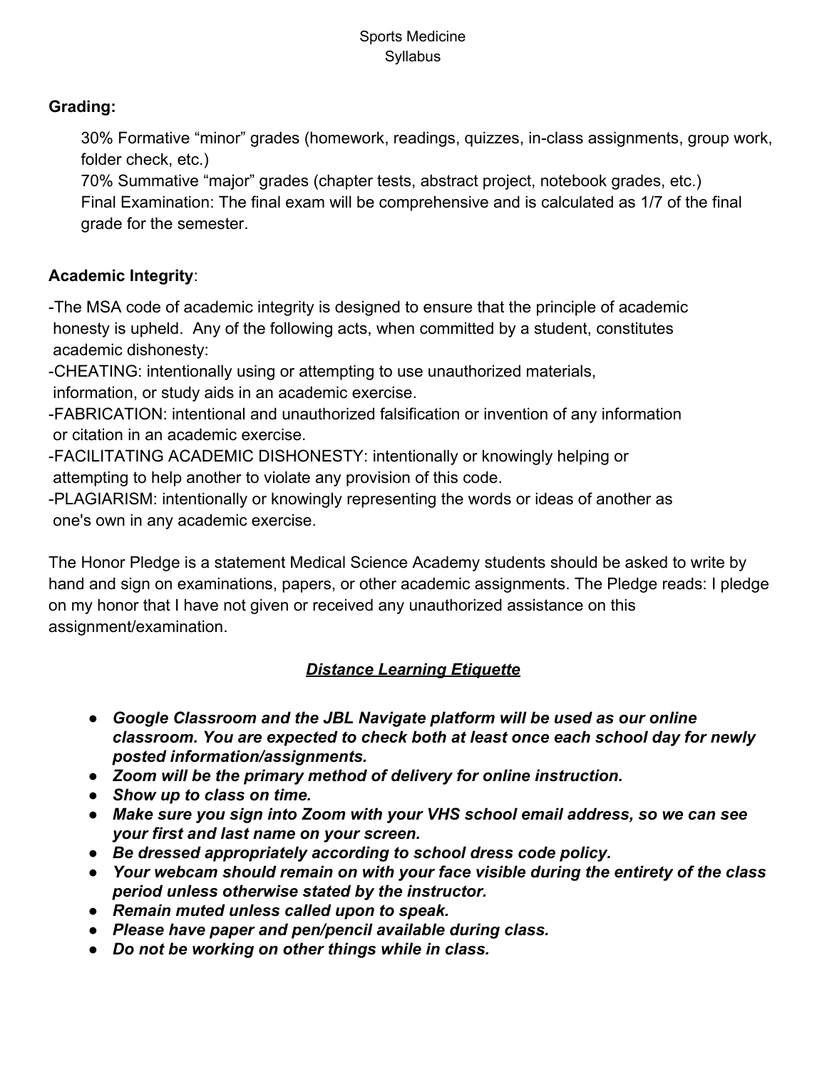Sports Medicine
Syllabus

**Grading:**

30% Formative "minor" grades (homework, readings, quizzes, in-class assignments, group work, folder check, etc.)
70% Summative "major" grades (chapter tests, abstract project, notebook grades, etc.)
Final Examination: The final exam will be comprehensive and is calculated as 1/7 of the final grade for the semester.

**Academic Integrity**:

-The MSA code of academic integrity is designed to ensure that the principle of academic honesty is upheld. Any of the following acts, when committed by a student, constitutes academic dishonesty:
-CHEATING: intentionally using or attempting to use unauthorized materials, information, or study aids in an academic exercise.
-FABRICATION: intentional and unauthorized falsification or invention of any information or citation in an academic exercise.
-FACILITATING ACADEMIC DISHONESTY: intentionally or knowingly helping or attempting to help another to violate any provision of this code.
-PLAGIARISM: intentionally or knowingly representing the words or ideas of another as one's own in any academic exercise.

The Honor Pledge is a statement Medical Science Academy students should be asked to write by hand and sign on examinations, papers, or other academic assignments. The Pledge reads: I pledge on my honor that I have not given or received any unauthorized assistance on this assignment/examination.

## ***Distance Learning Etiquette***

- ***Google Classroom and the JBL Navigate platform will be used as our online classroom. You are expected to check both at least once each school day for newly posted information/assignments.***
- ***Zoom will be the primary method of delivery for online instruction.***
- ***Show up to class on time.***
- ***Make sure you sign into Zoom with your VHS school email address, so we can see your first and last name on your screen.***
- ***Be dressed appropriately according to school dress code policy.***
- ***Your webcam should remain on with your face visible during the entirety of the class period unless otherwise stated by the instructor.***
- ***Remain muted unless called upon to speak.***
- ***Please have paper and pen/pencil available during class.***
- ***Do not be working on other things while in class.***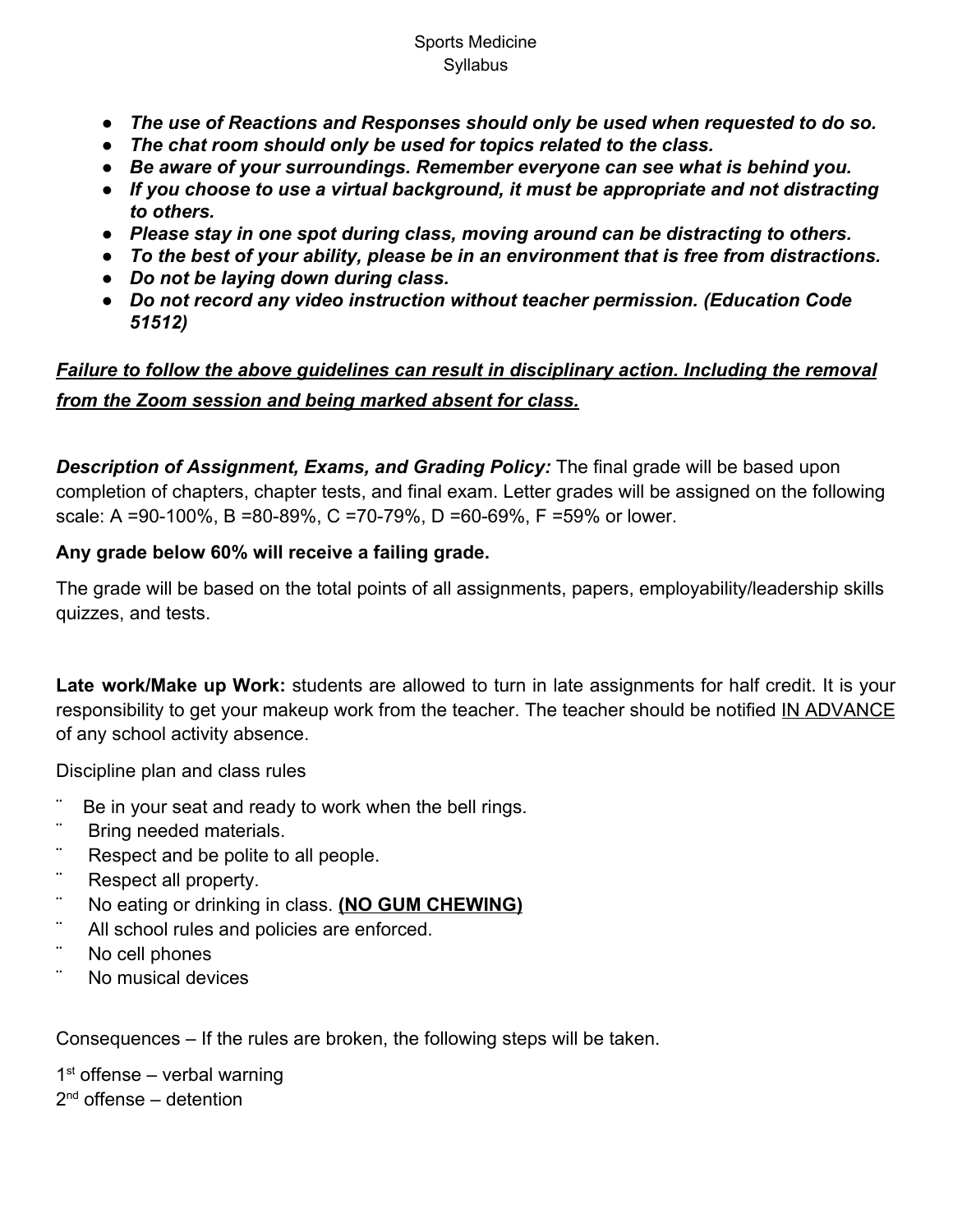- ***The use of Reactions and Responses should only be used when requested to do so.***
- ***The chat room should only be used for topics related to the class.***
- ***Be aware of your surroundings. Remember everyone can see what is behind you.***
- ***If you choose to use a virtual background, it must be appropriate and not distracting to others.***
- ***Please stay in one spot during class, moving around can be distracting to others.***
- ***To the best of your ability, please be in an environment that is free from distractions.***
- ***Do not be laying down during class.***
- ***Do not record any video instruction without teacher permission. (Education Code 51512)***

***<u>Failure to follow the above guidelines can result in disciplinary action. Including the removal from the Zoom session and being marked absent for class.</u>***

***Description of Assignment, Exams, and Grading Policy:*** The final grade will be based upon completion of chapters, chapter tests, and final exam. Letter grades will be assigned on the following scale: A =90-100%, B =80-89%, C =70-79%, D =60-69%, F =59% or lower.

**Any grade below 60% will receive a failing grade.**

The grade will be based on the total points of all assignments, papers, employability/leadership skills quizzes, and tests.

**Late work/Make up Work:** students are allowed to turn in late assignments for half credit. It is your responsibility to get your makeup work from the teacher. The teacher should be notified <u>IN ADVANCE</u> of any school activity absence.

Discipline plan and class rules

- Be in your seat and ready to work when the bell rings.
- Bring needed materials.
- Respect and be polite to all people.
- Respect all property.
- No eating or drinking in class. **<u>(NO GUM CHEWING)</u>**
- All school rules and policies are enforced.
- No cell phones
- No musical devices

Consequences – If the rules are broken, the following steps will be taken.

1st offense – verbal warning
2nd offense – detention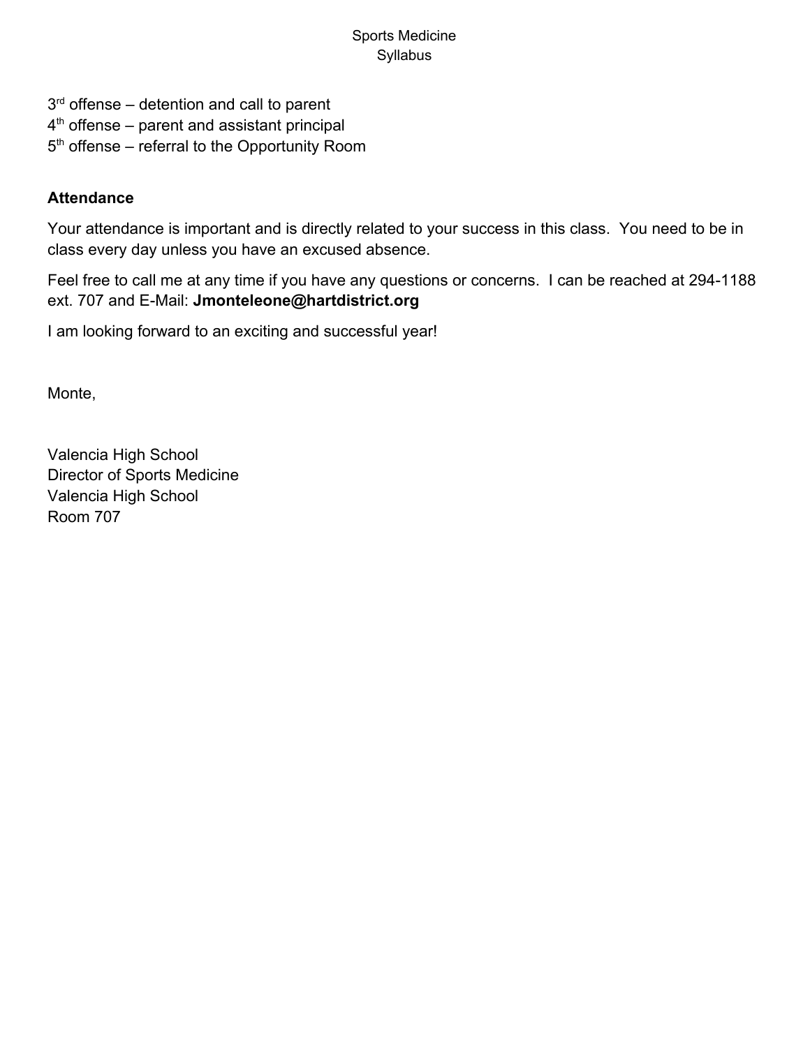3[rd] offense – detention and call to parent
4[th] offense – parent and assistant principal
5[th] offense – referral to the Opportunity Room

**Attendance**

Your attendance is important and is directly related to your success in this class. You need to be in class every day unless you have an excused absence.

Feel free to call me at any time if you have any questions or concerns. I can be reached at 294-1188 ext. 707 and E-Mail: **Jmonteleone@hartdistrict.org**

I am looking forward to an exciting and successful year!

Monte,

Valencia High School
Director of Sports Medicine
Valencia High School
Room 707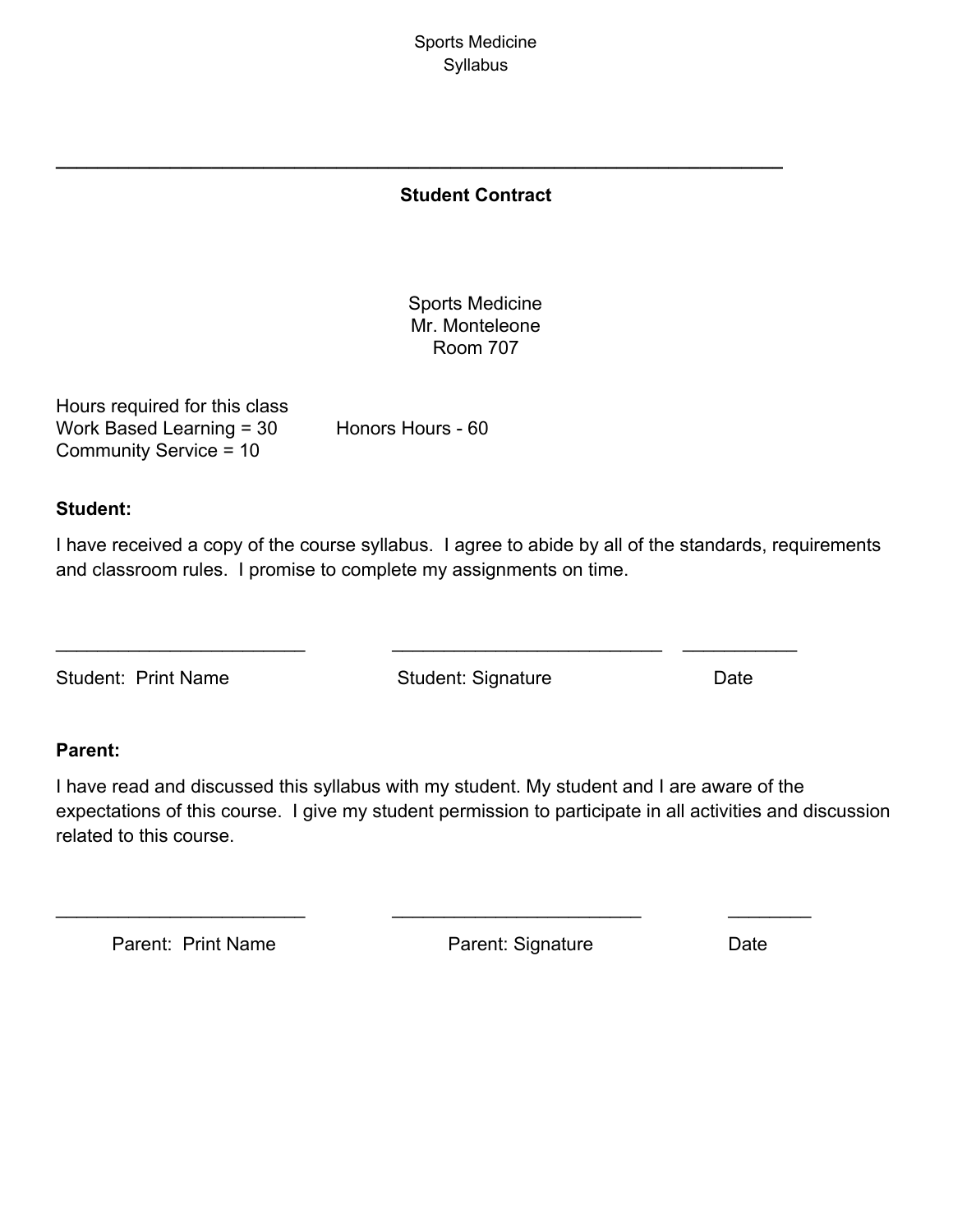---

## Student Contract

Sports Medicine
Mr. Monteleone
Room 707

Hours required for this class
Work Based Learning = 30 Honors Hours - 60
Community Service = 10

**Student:**

I have received a copy of the course syllabus. I agree to abide by all of the standards, requirements and classroom rules. I promise to complete my assignments on time.

_________________________ ___________________________ ___________

Student: Print Name Student: Signature Date

**Parent:**

I have read and discussed this syllabus with my student. My student and I are aware of the expectations of this course. I give my student permission to participate in all activities and discussion related to this course.

_________________________ _________________________ ________

Parent: Print Name Parent: Signature Date